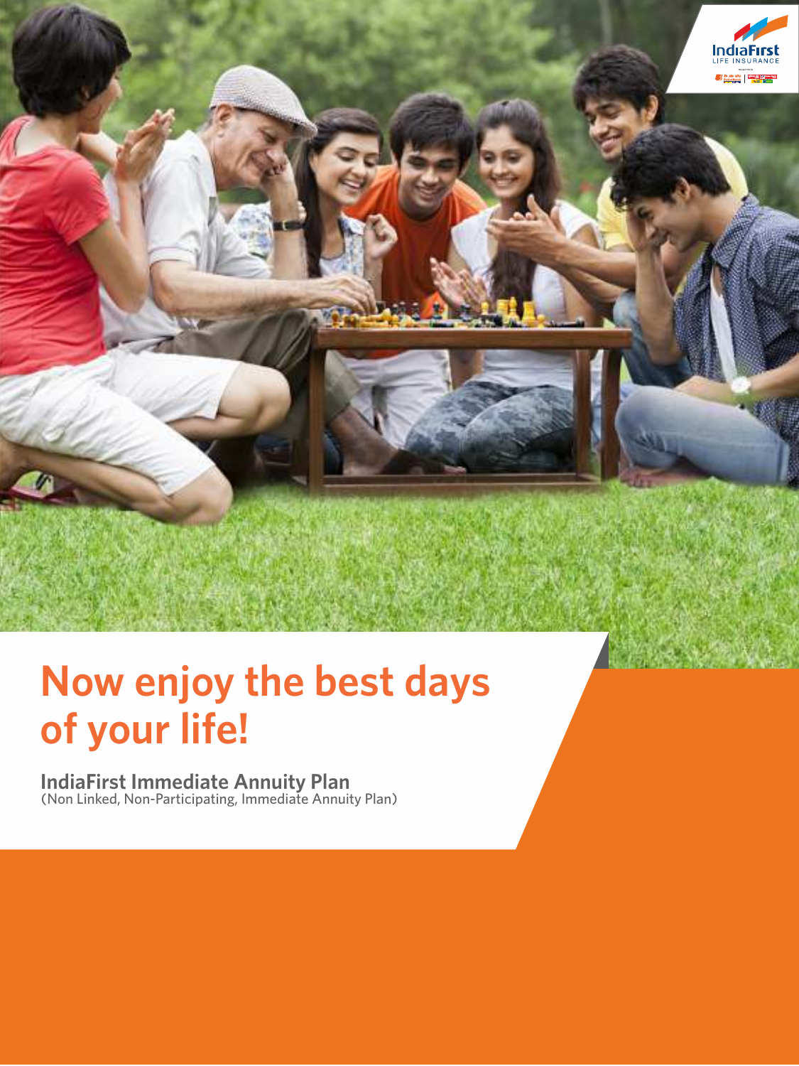# Now enjoy the best days of your life!

**IndiaFirst Immediate Annuity Plan**
(Non Linked, Non-Participating, Immediate Annuity Plan)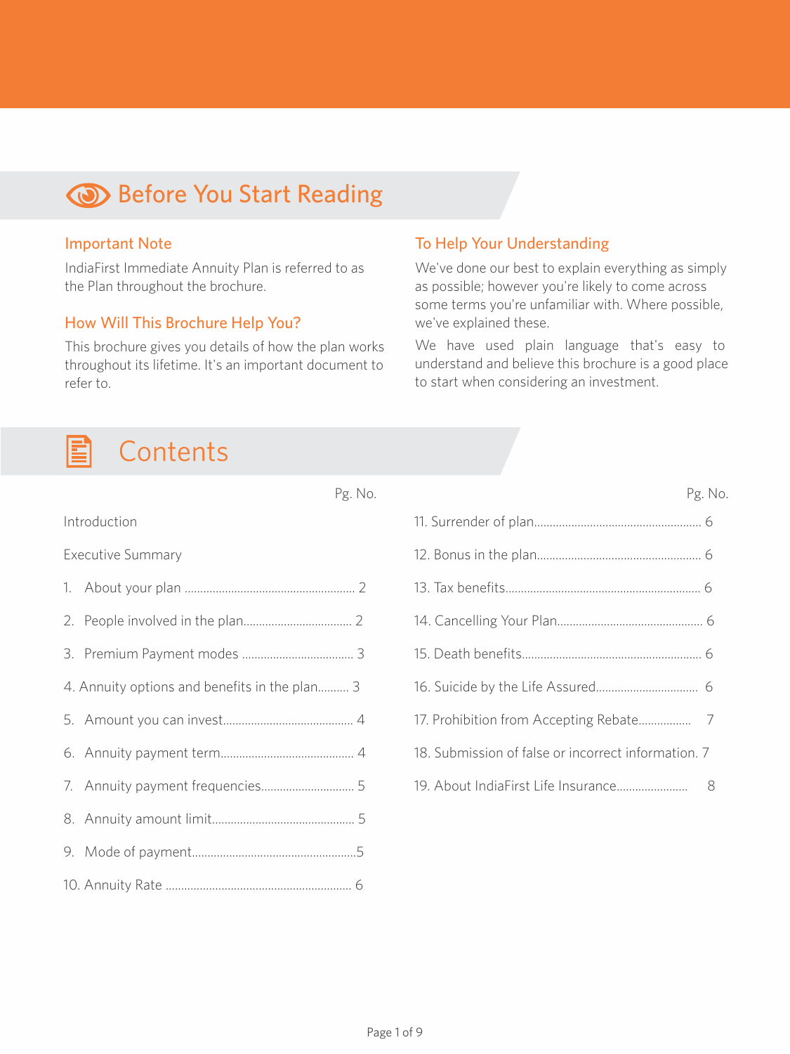## Before You Start Reading

### Important Note

IndiaFirst Immediate Annuity Plan is referred to as the Plan throughout the brochure.

### How Will This Brochure Help You?

This brochure gives you details of how the plan works throughout its lifetime. It's an important document to refer to.

### To Help Your Understanding

We've done our best to explain everything as simply as possible; however you're likely to come across some terms you're unfamiliar with. Where possible, we've explained these.

We have used plain language that's easy to understand and believe this brochure is a good place to start when considering an investment.

## Contents

| | Pg. No. |
|---|---|
| Introduction | |
| Executive Summary | |
| 1. About your plan | 2 |
| 2. People involved in the plan | 2 |
| 3. Premium Payment modes | 3 |
| 4. Annuity options and benefits in the plan | 3 |
| 5. Amount you can invest | 4 |
| 6. Annuity payment term | 4 |
| 7. Annuity payment frequencies | 5 |
| 8. Annuity amount limit | 5 |
| 9. Mode of payment | 5 |
| 10. Annuity Rate | 6 |
| 11. Surrender of plan | 6 |
| 12. Bonus in the plan | 6 |
| 13. Tax benefits | 6 |
| 14. Cancelling Your Plan | 6 |
| 15. Death benefits | 6 |
| 16. Suicide by the Life Assured | 6 |
| 17. Prohibition from Accepting Rebate | 7 |
| 18. Submission of false or incorrect information | 7 |
| 19. About IndiaFirst Life Insurance | 8 |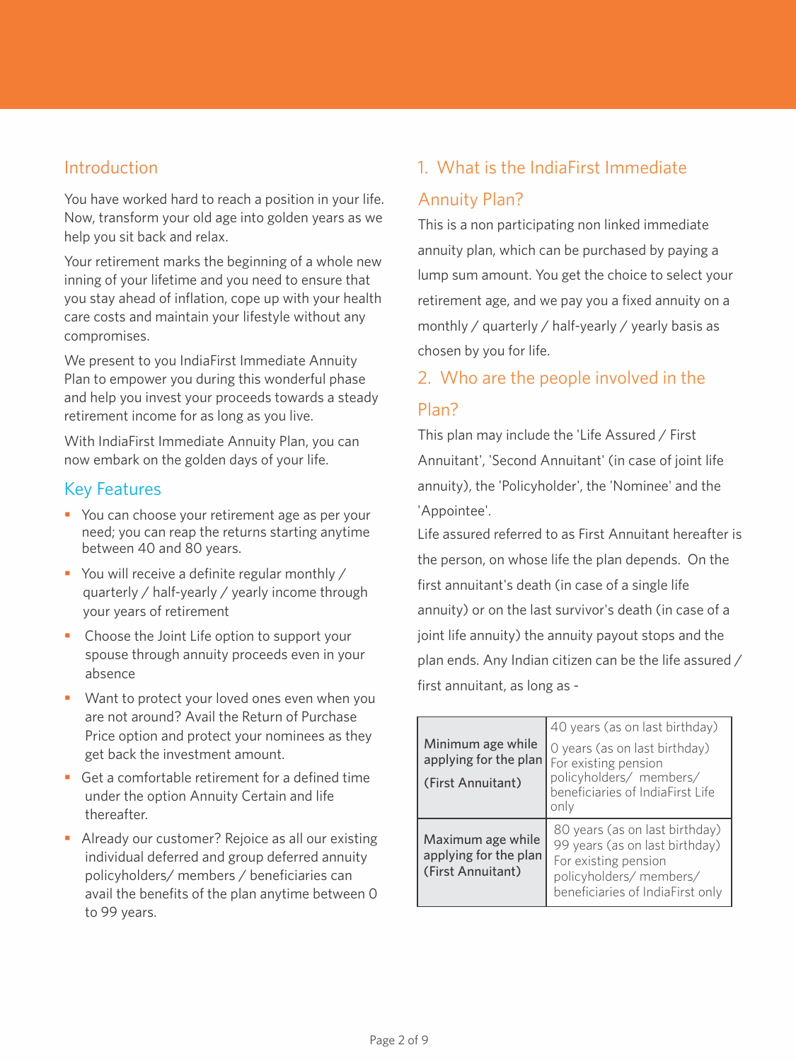## Introduction

You have worked hard to reach a position in your life. Now, transform your old age into golden years as we help you sit back and relax.

Your retirement marks the beginning of a whole new inning of your lifetime and you need to ensure that you stay ahead of inflation, cope up with your health care costs and maintain your lifestyle without any compromises.

We present to you IndiaFirst Immediate Annuity Plan to empower you during this wonderful phase and help you invest your proceeds towards a steady retirement income for as long as you live.

With IndiaFirst Immediate Annuity Plan, you can now embark on the golden days of your life.

## Key Features

- You can choose your retirement age as per your need; you can reap the returns starting anytime between 40 and 80 years.
- You will receive a definite regular monthly / quarterly / half-yearly / yearly income through your years of retirement
- Choose the Joint Life option to support your spouse through annuity proceeds even in your absence
- Want to protect your loved ones even when you are not around? Avail the Return of Purchase Price option and protect your nominees as they get back the investment amount.
- Get a comfortable retirement for a defined time under the option Annuity Certain and life thereafter.
- Already our customer? Rejoice as all our existing individual deferred and group deferred annuity policyholders/ members / beneficiaries can avail the benefits of the plan anytime between 0 to 99 years.

## 1. What is the IndiaFirst Immediate Annuity Plan?

This is a non participating non linked immediate annuity plan, which can be purchased by paying a lump sum amount. You get the choice to select your retirement age, and we pay you a fixed annuity on a monthly / quarterly / half-yearly / yearly basis as chosen by you for life.

## 2. Who are the people involved in the Plan?

This plan may include the 'Life Assured / First Annuitant', 'Second Annuitant' (in case of joint life annuity), the 'Policyholder', the 'Nominee' and the 'Appointee'.

Life assured referred to as First Annuitant hereafter is the person, on whose life the plan depends. On the first annuitant's death (in case of a single life annuity) or on the last survivor's death (in case of a joint life annuity) the annuity payout stops and the plan ends. Any Indian citizen can be the life assured / first annuitant, as long as -

| | |
|---|---|
| Minimum age while applying for the plan (First Annuitant) | 40 years (as on last birthday)<br>0 years (as on last birthday) For existing pension policyholders/ members/ beneficiaries of IndiaFirst Life only |
| Maximum age while applying for the plan (First Annuitant) | 80 years (as on last birthday)<br>99 years (as on last birthday) For existing pension policyholders/ members/ beneficiaries of IndiaFirst only |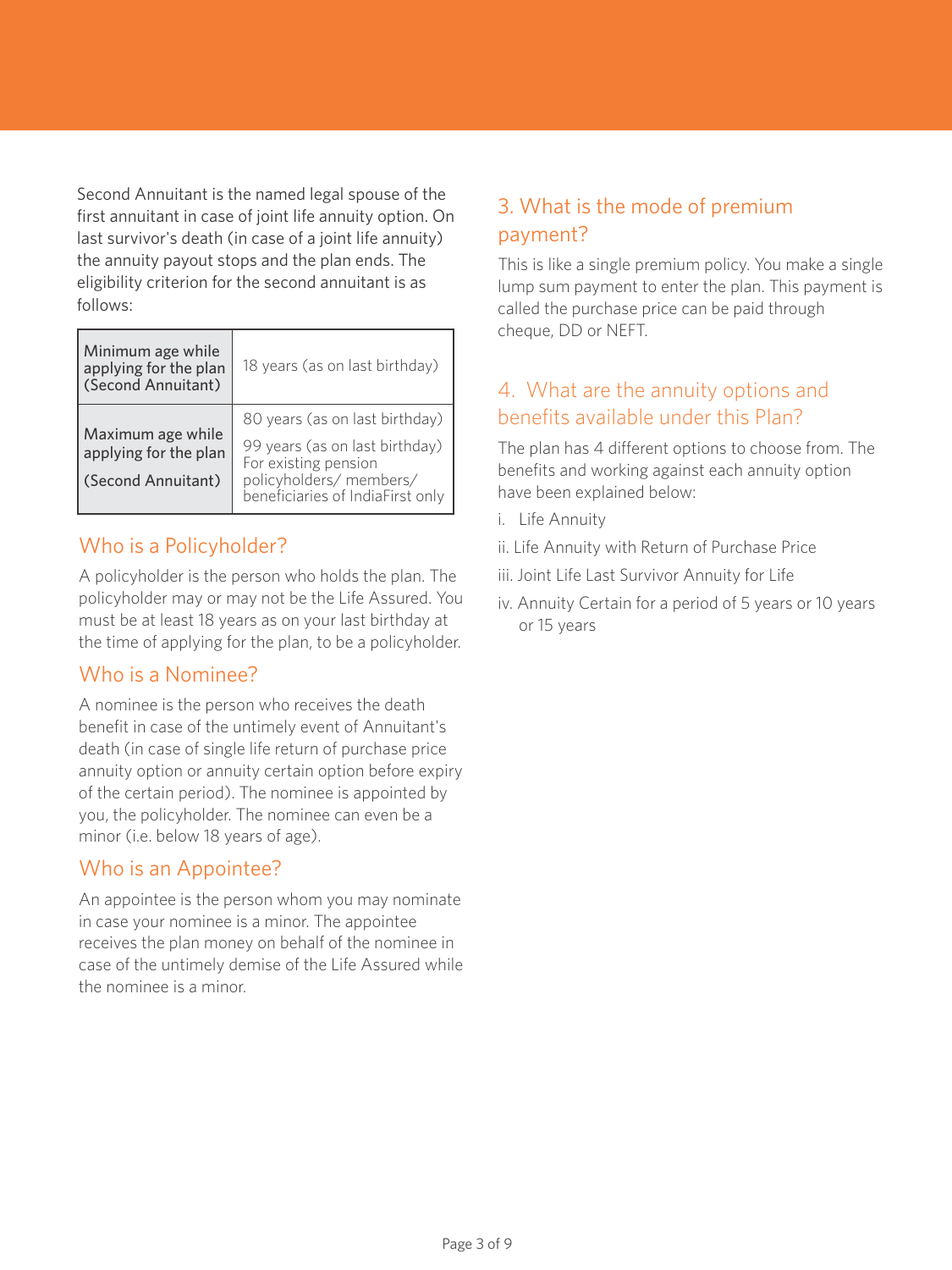Second Annuitant is the named legal spouse of the first annuitant in case of joint life annuity option. On last survivor's death (in case of a joint life annuity) the annuity payout stops and the plan ends. The eligibility criterion for the second annuitant is as follows:

| | |
|---|---|
| Minimum age while applying for the plan (Second Annuitant) | 18 years (as on last birthday) |
| Maximum age while applying for the plan (Second Annuitant) | 80 years (as on last birthday)<br>99 years (as on last birthday) For existing pension policyholders/ members/ beneficiaries of IndiaFirst only |

## Who is a Policyholder?

A policyholder is the person who holds the plan. The policyholder may or may not be the Life Assured. You must be at least 18 years as on your last birthday at the time of applying for the plan, to be a policyholder.

## Who is a Nominee?

A nominee is the person who receives the death benefit in case of the untimely event of Annuitant's death (in case of single life return of purchase price annuity option or annuity certain option before expiry of the certain period). The nominee is appointed by you, the policyholder. The nominee can even be a minor (i.e. below 18 years of age).

## Who is an Appointee?

An appointee is the person whom you may nominate in case your nominee is a minor. The appointee receives the plan money on behalf of the nominee in case of the untimely demise of the Life Assured while the nominee is a minor.

## 3. What is the mode of premium payment?

This is like a single premium policy. You make a single lump sum payment to enter the plan. This payment is called the purchase price can be paid through cheque, DD or NEFT.

## 4. What are the annuity options and benefits available under this Plan?

The plan has 4 different options to choose from. The benefits and working against each annuity option have been explained below:

i. Life Annuity

ii. Life Annuity with Return of Purchase Price

iii. Joint Life Last Survivor Annuity for Life

iv. Annuity Certain for a period of 5 years or 10 years or 15 years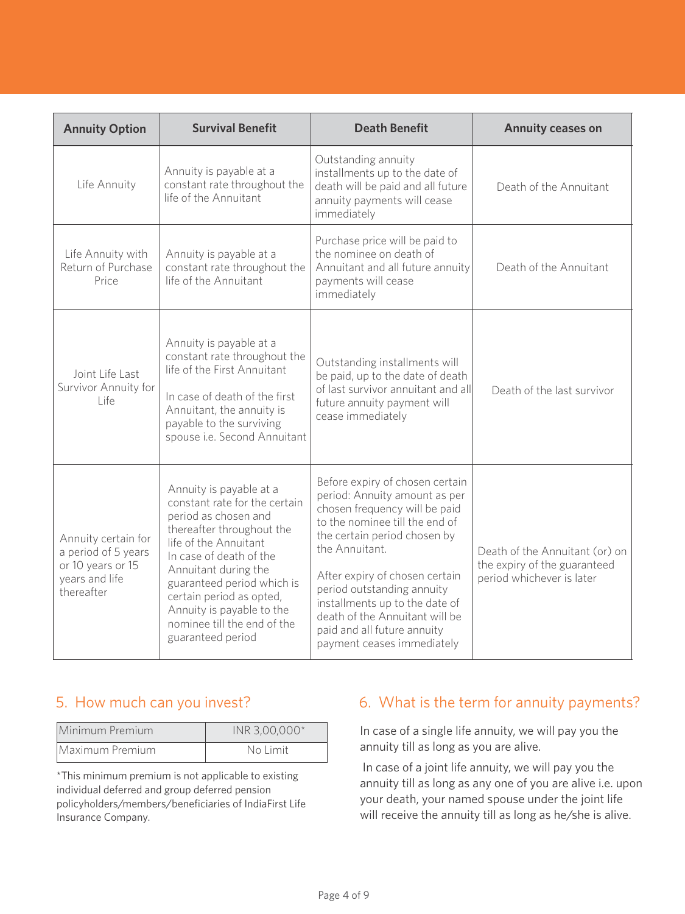| Annuity Option | Survival Benefit | Death Benefit | Annuity ceases on |
|---|---|---|---|
| Life Annuity | Annuity is payable at a constant rate throughout the life of the Annuitant | Outstanding annuity installments up to the date of death will be paid and all future annuity payments will cease immediately | Death of the Annuitant |
| Life Annuity with Return of Purchase Price | Annuity is payable at a constant rate throughout the life of the Annuitant | Purchase price will be paid to the nominee on death of Annuitant and all future annuity payments will cease immediately | Death of the Annuitant |
| Joint Life Last Survivor Annuity for Life | Annuity is payable at a constant rate throughout the life of the First Annuitant<br><br>In case of death of the first Annuitant, the annuity is payable to the surviving spouse i.e. Second Annuitant | Outstanding installments will be paid, up to the date of death of last survivor annuitant and all future annuity payment will cease immediately | Death of the last survivor |
| Annuity certain for a period of 5 years or 10 years or 15 years and life thereafter | Annuity is payable at a constant rate for the certain period as chosen and thereafter throughout the life of the Annuitant<br>In case of death of the Annuitant during the guaranteed period which is certain period as opted, Annuity is payable to the nominee till the end of the guaranteed period | Before expiry of chosen certain period: Annuity amount as per chosen frequency will be paid to the nominee till the end of the certain period chosen by the Annuitant.<br><br>After expiry of chosen certain period outstanding annuity installments up to the date of death of the Annuitant will be paid and all future annuity payment ceases immediately | Death of the Annuitant (or) on the expiry of the guaranteed period whichever is later |

## 5. How much can you invest?

| Minimum Premium | INR 3,00,000* |
|---|---|
| Maximum Premium | No Limit |

*This minimum premium is not applicable to existing individual deferred and group deferred pension policyholders/members/beneficiaries of IndiaFirst Life Insurance Company.

## 6. What is the term for annuity payments?

In case of a single life annuity, we will pay you the annuity till as long as you are alive.

In case of a joint life annuity, we will pay you the annuity till as long as any one of you are alive i.e. upon your death, your named spouse under the joint life will receive the annuity till as long as he/she is alive.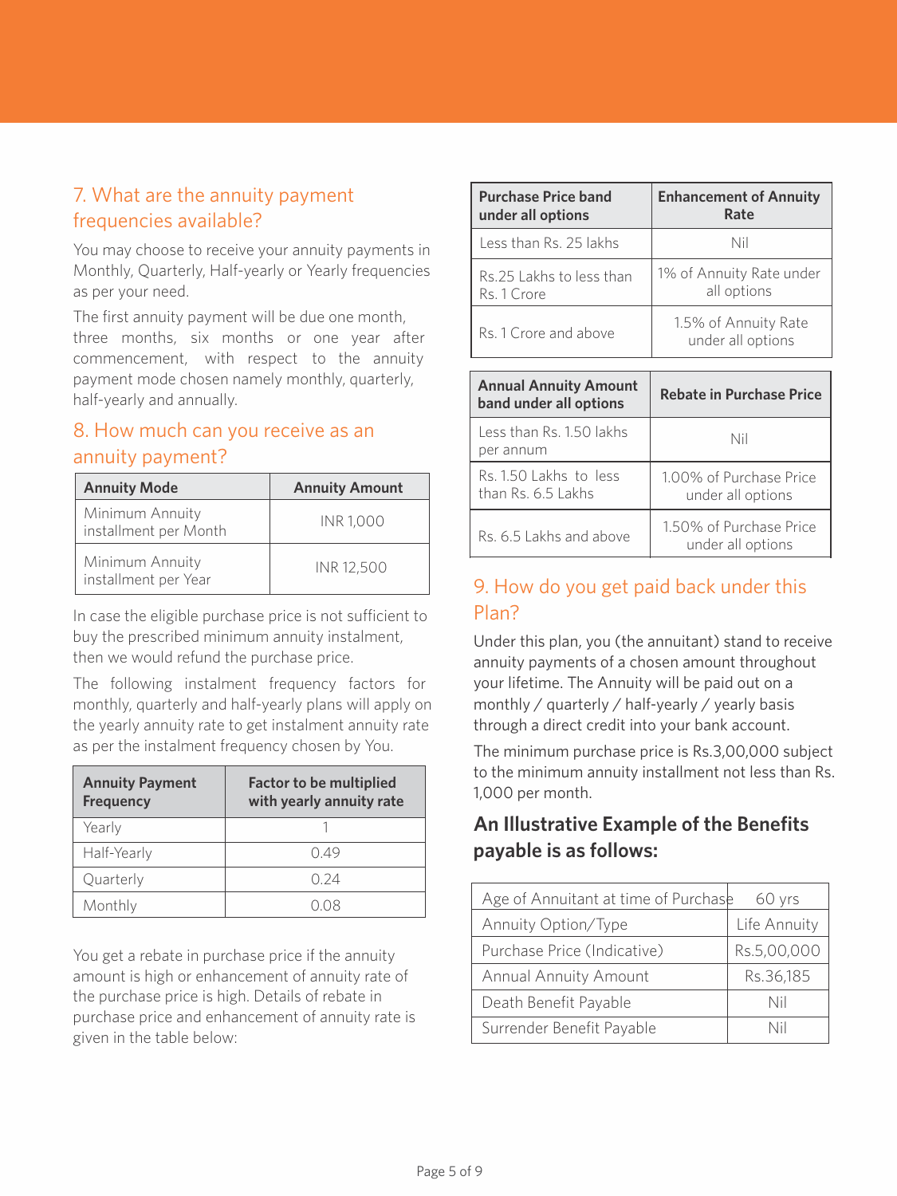## 7. What are the annuity payment frequencies available?

You may choose to receive your annuity payments in Monthly, Quarterly, Half-yearly or Yearly frequencies as per your need.

The first annuity payment will be due one month, three months, six months or one year after commencement, with respect to the annuity payment mode chosen namely monthly, quarterly, half-yearly and annually.

## 8. How much can you receive as an annuity payment?

| Annuity Mode | Annuity Amount |
|---|---|
| Minimum Annuity installment per Month | INR 1,000 |
| Minimum Annuity installment per Year | INR 12,500 |

In case the eligible purchase price is not sufficient to buy the prescribed minimum annuity instalment, then we would refund the purchase price.

The following instalment frequency factors for monthly, quarterly and half-yearly plans will apply on the yearly annuity rate to get instalment annuity rate as per the instalment frequency chosen by You.

| Annuity Payment Frequency | Factor to be multiplied with yearly annuity rate |
|---|---|
| Yearly | 1 |
| Half-Yearly | 0.49 |
| Quarterly | 0.24 |
| Monthly | 0.08 |

You get a rebate in purchase price if the annuity amount is high or enhancement of annuity rate of the purchase price is high. Details of rebate in purchase price and enhancement of annuity rate is given in the table below:

| Purchase Price band under all options | Enhancement of Annuity Rate |
|---|---|
| Less than Rs. 25 lakhs | Nil |
| Rs.25 Lakhs to less than Rs. 1 Crore | 1% of Annuity Rate under all options |
| Rs. 1 Crore and above | 1.5% of Annuity Rate under all options |

| Annual Annuity Amount band under all options | Rebate in Purchase Price |
|---|---|
| Less than Rs. 1.50 lakhs per annum | Nil |
| Rs. 1.50 Lakhs to less than Rs. 6.5 Lakhs | 1.00% of Purchase Price under all options |
| Rs. 6.5 Lakhs and above | 1.50% of Purchase Price under all options |

## 9. How do you get paid back under this Plan?

Under this plan, you (the annuitant) stand to receive annuity payments of a chosen amount throughout your lifetime. The Annuity will be paid out on a monthly / quarterly / half-yearly / yearly basis through a direct credit into your bank account.

The minimum purchase price is Rs.3,00,000 subject to the minimum annuity installment not less than Rs. 1,000 per month.

### An Illustrative Example of the Benefits payable is as follows:

| | |
|---|---|
| Age of Annuitant at time of Purchase | 60 yrs |
| Annuity Option/Type | Life Annuity |
| Purchase Price (Indicative) | Rs.5,00,000 |
| Annual Annuity Amount | Rs.36,185 |
| Death Benefit Payable | Nil |
| Surrender Benefit Payable | Nil |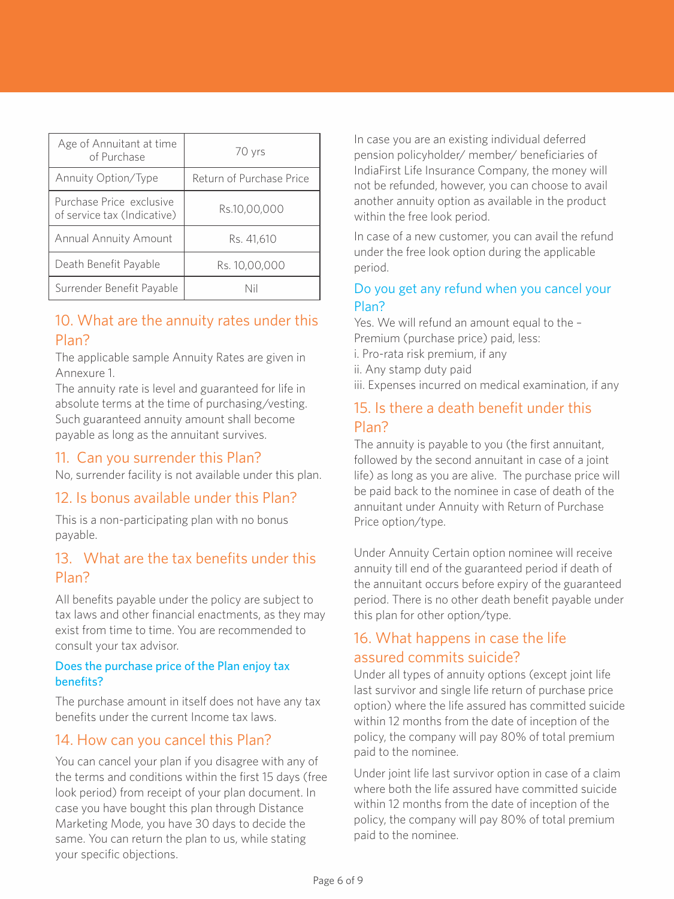| Age of Annuitant at time of Purchase | 70 yrs |
|---|---|
| Annuity Option/Type | Return of Purchase Price |
| Purchase Price exclusive of service tax (Indicative) | Rs.10,00,000 |
| Annual Annuity Amount | Rs. 41,610 |
| Death Benefit Payable | Rs. 10,00,000 |
| Surrender Benefit Payable | Nil |

## 10. What are the annuity rates under this Plan?

The applicable sample Annuity Rates are given in Annexure 1.

The annuity rate is level and guaranteed for life in absolute terms at the time of purchasing/vesting. Such guaranteed annuity amount shall become payable as long as the annuitant survives.

## 11. Can you surrender this Plan?

No, surrender facility is not available under this plan.

## 12. Is bonus available under this Plan?

This is a non-participating plan with no bonus payable.

## 13. What are the tax benefits under this Plan?

All benefits payable under the policy are subject to tax laws and other financial enactments, as they may exist from time to time. You are recommended to consult your tax advisor.

### Does the purchase price of the Plan enjoy tax benefits?

The purchase amount in itself does not have any tax benefits under the current Income tax laws.

## 14. How can you cancel this Plan?

You can cancel your plan if you disagree with any of the terms and conditions within the first 15 days (free look period) from receipt of your plan document. In case you have bought this plan through Distance Marketing Mode, you have 30 days to decide the same. You can return the plan to us, while stating your specific objections.

In case you are an existing individual deferred pension policyholder/ member/ beneficiaries of IndiaFirst Life Insurance Company, the money will not be refunded, however, you can choose to avail another annuity option as available in the product within the free look period.

In case of a new customer, you can avail the refund under the free look option during the applicable period.

### Do you get any refund when you cancel your Plan?

Yes. We will refund an amount equal to the – Premium (purchase price) paid, less:

i. Pro-rata risk premium, if any

ii. Any stamp duty paid

iii. Expenses incurred on medical examination, if any

## 15. Is there a death benefit under this Plan?

The annuity is payable to you (the first annuitant, followed by the second annuitant in case of a joint life) as long as you are alive. The purchase price will be paid back to the nominee in case of death of the annuitant under Annuity with Return of Purchase Price option/type.

Under Annuity Certain option nominee will receive annuity till end of the guaranteed period if death of the annuitant occurs before expiry of the guaranteed period. There is no other death benefit payable under this plan for other option/type.

## 16. What happens in case the life assured commits suicide?

Under all types of annuity options (except joint life last survivor and single life return of purchase price option) where the life assured has committed suicide within 12 months from the date of inception of the policy, the company will pay 80% of total premium paid to the nominee.

Under joint life last survivor option in case of a claim where both the life assured have committed suicide within 12 months from the date of inception of the policy, the company will pay 80% of total premium paid to the nominee.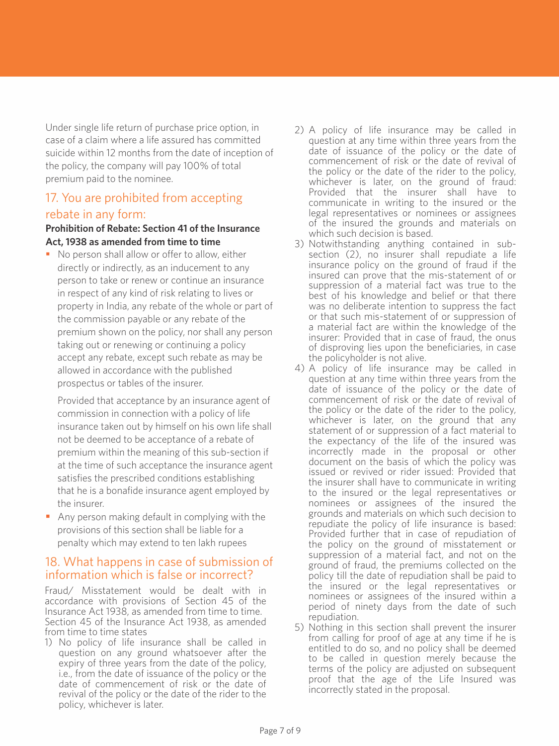Under single life return of purchase price option, in case of a claim where a life assured has committed suicide within 12 months from the date of inception of the policy, the company will pay 100% of total premium paid to the nominee.

## 17. You are prohibited from accepting rebate in any form:

**Prohibition of Rebate: Section 41 of the Insurance Act, 1938 as amended from time to time**

- No person shall allow or offer to allow, either directly or indirectly, as an inducement to any person to take or renew or continue an insurance in respect of any kind of risk relating to lives or property in India, any rebate of the whole or part of the commission payable or any rebate of the premium shown on the policy, nor shall any person taking out or renewing or continuing a policy accept any rebate, except such rebate as may be allowed in accordance with the published prospectus or tables of the insurer.

  Provided that acceptance by an insurance agent of commission in connection with a policy of life insurance taken out by himself on his own life shall not be deemed to be acceptance of a rebate of premium within the meaning of this sub-section if at the time of such acceptance the insurance agent satisfies the prescribed conditions establishing that he is a bonafide insurance agent employed by the insurer.
- Any person making default in complying with the provisions of this section shall be liable for a penalty which may extend to ten lakh rupees

## 18. What happens in case of submission of information which is false or incorrect?

Fraud/ Misstatement would be dealt with in accordance with provisions of Section 45 of the Insurance Act 1938, as amended from time to time. Section 45 of the Insurance Act 1938, as amended from time to time states

1) No policy of life insurance shall be called in question on any ground whatsoever after the expiry of three years from the date of the policy, i.e., from the date of issuance of the policy or the date of commencement of risk or the date of revival of the policy or the date of the rider to the policy, whichever is later.
2) A policy of life insurance may be called in question at any time within three years from the date of issuance of the policy or the date of commencement of risk or the date of revival of the policy or the date of the rider to the policy, whichever is later, on the ground of fraud: Provided that the insurer shall have to communicate in writing to the insured or the legal representatives or nominees or assignees of the insured the grounds and materials on which such decision is based.
3) Notwithstanding anything contained in sub-section (2), no insurer shall repudiate a life insurance policy on the ground of fraud if the insured can prove that the mis-statement of or suppression of a material fact was true to the best of his knowledge and belief or that there was no deliberate intention to suppress the fact or that such mis-statement of or suppression of a material fact are within the knowledge of the insurer: Provided that in case of fraud, the onus of disproving lies upon the beneficiaries, in case the policyholder is not alive.
4) A policy of life insurance may be called in question at any time within three years from the date of issuance of the policy or the date of commencement of risk or the date of revival of the policy or the date of the rider to the policy, whichever is later, on the ground that any statement of or suppression of a fact material to the expectancy of the life of the insured was incorrectly made in the proposal or other document on the basis of which the policy was issued or revived or rider issued: Provided that the insurer shall have to communicate in writing to the insured or the legal representatives or nominees or assignees of the insured the grounds and materials on which such decision to repudiate the policy of life insurance is based: Provided further that in case of repudiation of the policy on the ground of misstatement or suppression of a material fact, and not on the ground of fraud, the premiums collected on the policy till the date of repudiation shall be paid to the insured or the legal representatives or nominees or assignees of the insured within a period of ninety days from the date of such repudiation.
5) Nothing in this section shall prevent the insurer from calling for proof of age at any time if he is entitled to do so, and no policy shall be deemed to be called in question merely because the terms of the policy are adjusted on subsequent proof that the age of the Life Insured was incorrectly stated in the proposal.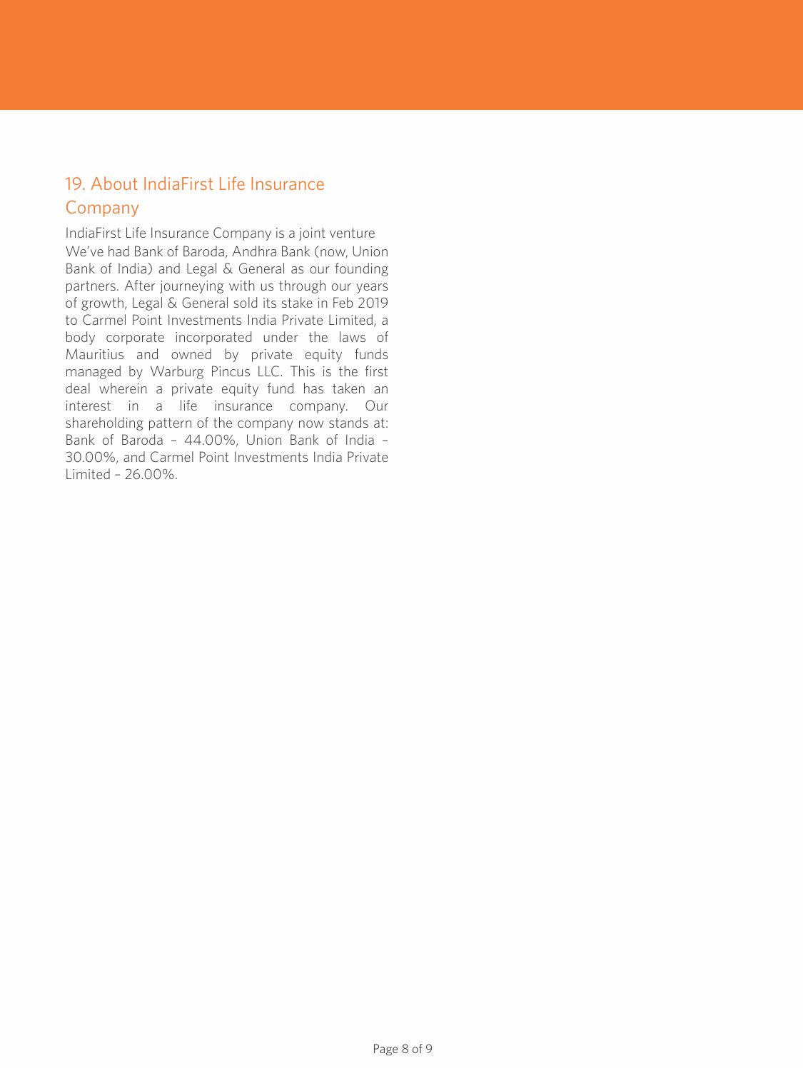## 19. About IndiaFirst Life Insurance Company

IndiaFirst Life Insurance Company is a joint venture
We've had Bank of Baroda, Andhra Bank (now, Union Bank of India) and Legal & General as our founding partners. After journeying with us through our years of growth, Legal & General sold its stake in Feb 2019 to Carmel Point Investments India Private Limited, a body corporate incorporated under the laws of Mauritius and owned by private equity funds managed by Warburg Pincus LLC. This is the first deal wherein a private equity fund has taken an interest in a life insurance company. Our shareholding pattern of the company now stands at: Bank of Baroda – 44.00%, Union Bank of India – 30.00%, and Carmel Point Investments India Private Limited – 26.00%.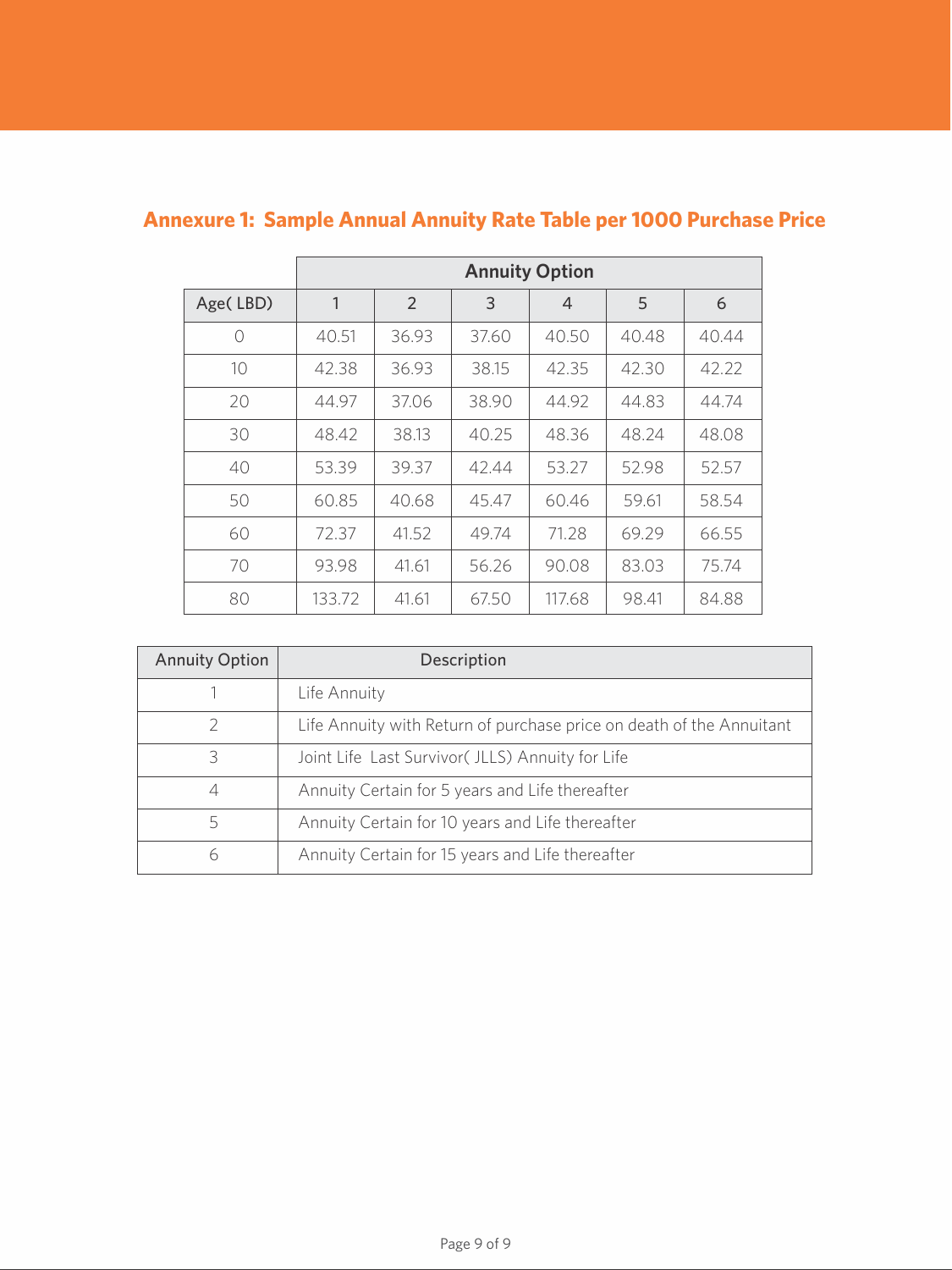## Annexure 1: Sample Annual Annuity Rate Table per 1000 Purchase Price

| | Annuity Option | | | | | |
|---|---|---|---|---|---|---|
| Age( LBD) | 1 | 2 | 3 | 4 | 5 | 6 |
| 0 | 40.51 | 36.93 | 37.60 | 40.50 | 40.48 | 40.44 |
| 10 | 42.38 | 36.93 | 38.15 | 42.35 | 42.30 | 42.22 |
| 20 | 44.97 | 37.06 | 38.90 | 44.92 | 44.83 | 44.74 |
| 30 | 48.42 | 38.13 | 40.25 | 48.36 | 48.24 | 48.08 |
| 40 | 53.39 | 39.37 | 42.44 | 53.27 | 52.98 | 52.57 |
| 50 | 60.85 | 40.68 | 45.47 | 60.46 | 59.61 | 58.54 |
| 60 | 72.37 | 41.52 | 49.74 | 71.28 | 69.29 | 66.55 |
| 70 | 93.98 | 41.61 | 56.26 | 90.08 | 83.03 | 75.74 |
| 80 | 133.72 | 41.61 | 67.50 | 117.68 | 98.41 | 84.88 |

| Annuity Option | Description |
|---|---|
| 1 | Life Annuity |
| 2 | Life Annuity with Return of purchase price on death of the Annuitant |
| 3 | Joint Life Last Survivor( JLLS) Annuity for Life |
| 4 | Annuity Certain for 5 years and Life thereafter |
| 5 | Annuity Certain for 10 years and Life thereafter |
| 6 | Annuity Certain for 15 years and Life thereafter |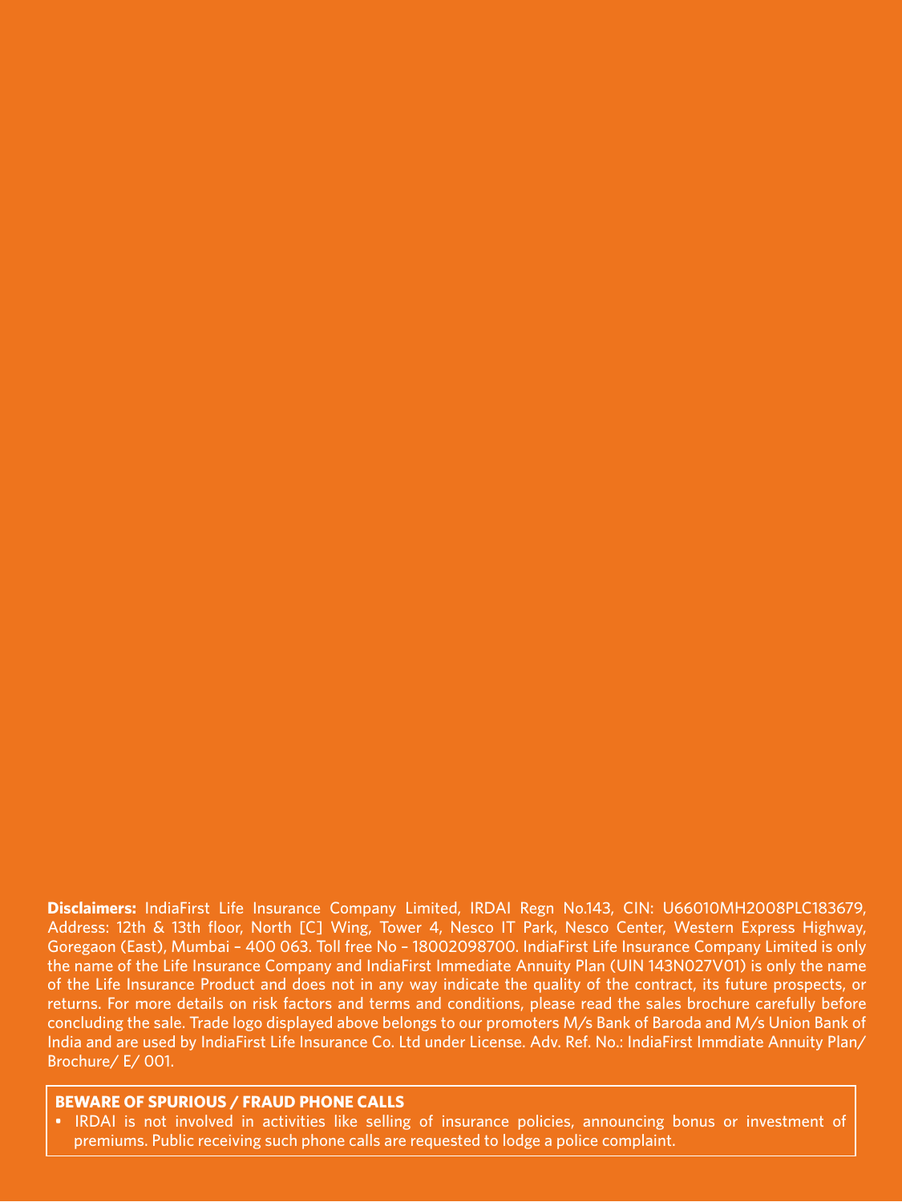**Disclaimers:** IndiaFirst Life Insurance Company Limited, IRDAI Regn No.143, CIN: U66010MH2008PLC183679, Address: 12th & 13th floor, North [C] Wing, Tower 4, Nesco IT Park, Nesco Center, Western Express Highway, Goregaon (East), Mumbai – 400 063. Toll free No – 18002098700. IndiaFirst Life Insurance Company Limited is only the name of the Life Insurance Company and IndiaFirst Immediate Annuity Plan (UIN 143N027V01) is only the name of the Life Insurance Product and does not in any way indicate the quality of the contract, its future prospects, or returns. For more details on risk factors and terms and conditions, please read the sales brochure carefully before concluding the sale. Trade logo displayed above belongs to our promoters M/s Bank of Baroda and M/s Union Bank of India and are used by IndiaFirst Life Insurance Co. Ltd under License. Adv. Ref. No.: IndiaFirst Immdiate Annuity Plan/ Brochure/ E/ 001.

**BEWARE OF SPURIOUS / FRAUD PHONE CALLS**

- IRDAI is not involved in activities like selling of insurance policies, announcing bonus or investment of premiums. Public receiving such phone calls are requested to lodge a police complaint.